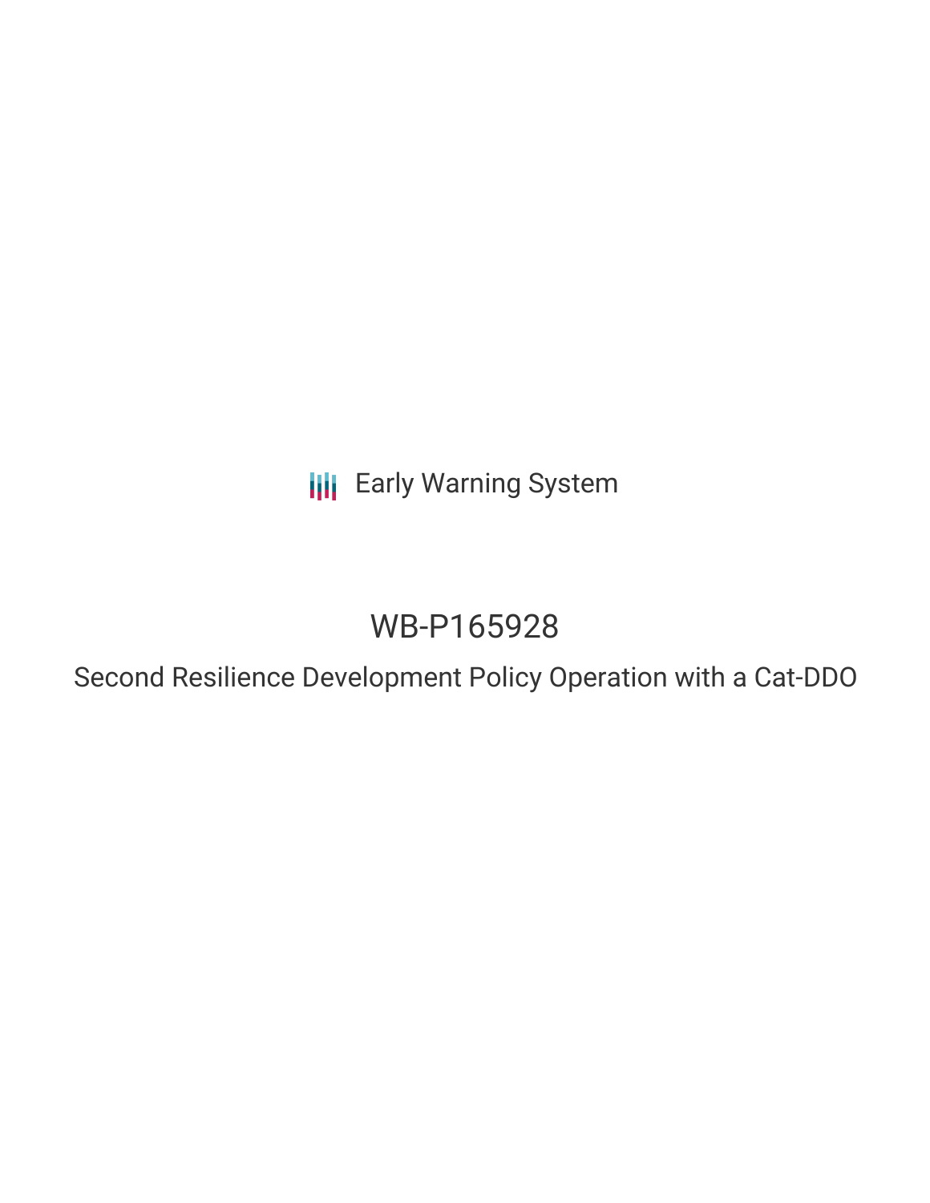Early Warning System

# WB-P165928

## Second Resilience Development Policy Operation with a Cat-DDO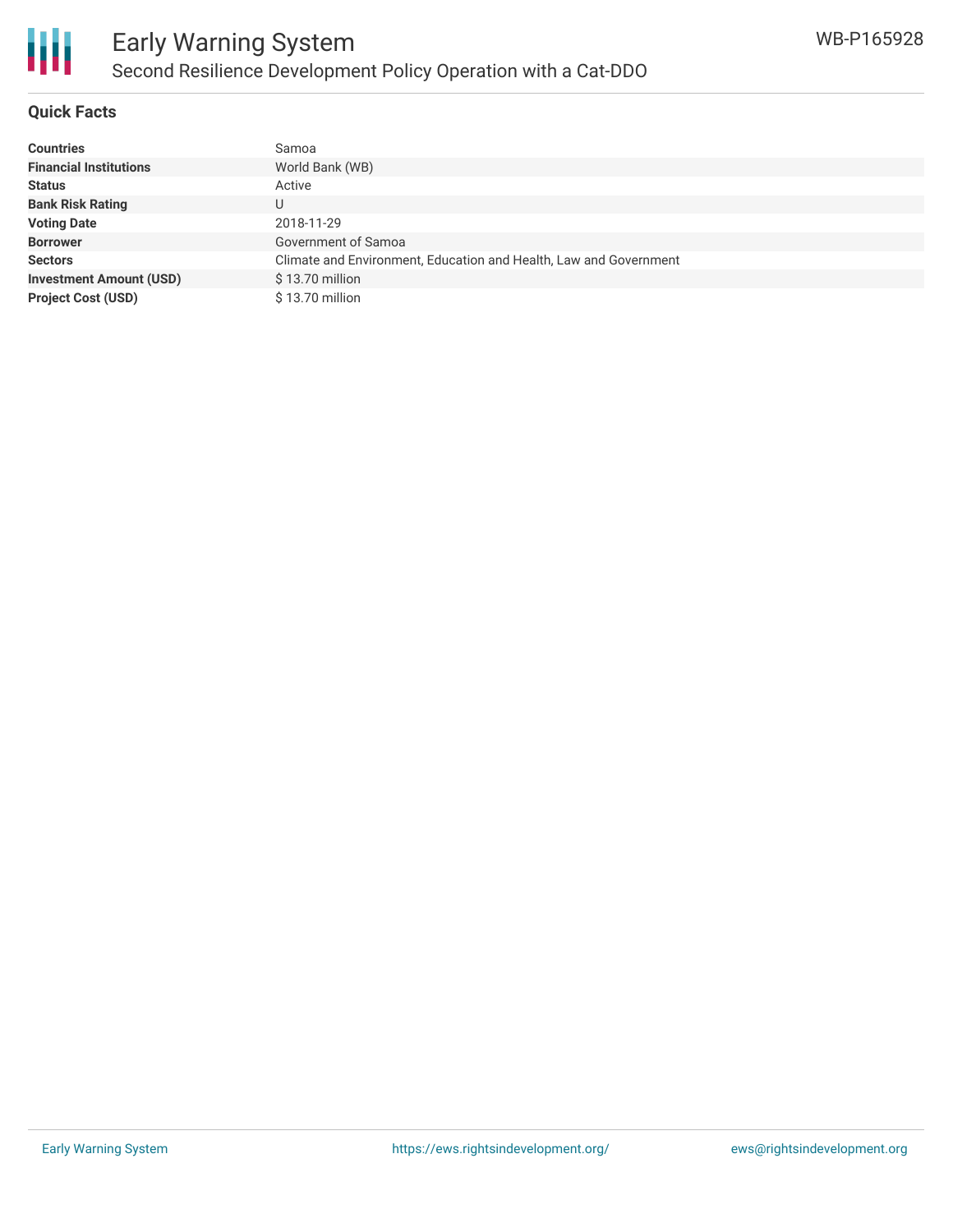# Early Warning System

## Second Resilience Development Policy Operation with a Cat-DDO

WB-P165928

### Quick Facts

| | |
|---|---|
| **Countries** | Samoa |
| **Financial Institutions** | World Bank (WB) |
| **Status** | Active |
| **Bank Risk Rating** | U |
| **Voting Date** | 2018-11-29 |
| **Borrower** | Government of Samoa |
| **Sectors** | Climate and Environment, Education and Health, Law and Government |
| **Investment Amount (USD)** | $ 13.70 million |
| **Project Cost (USD)** | $ 13.70 million |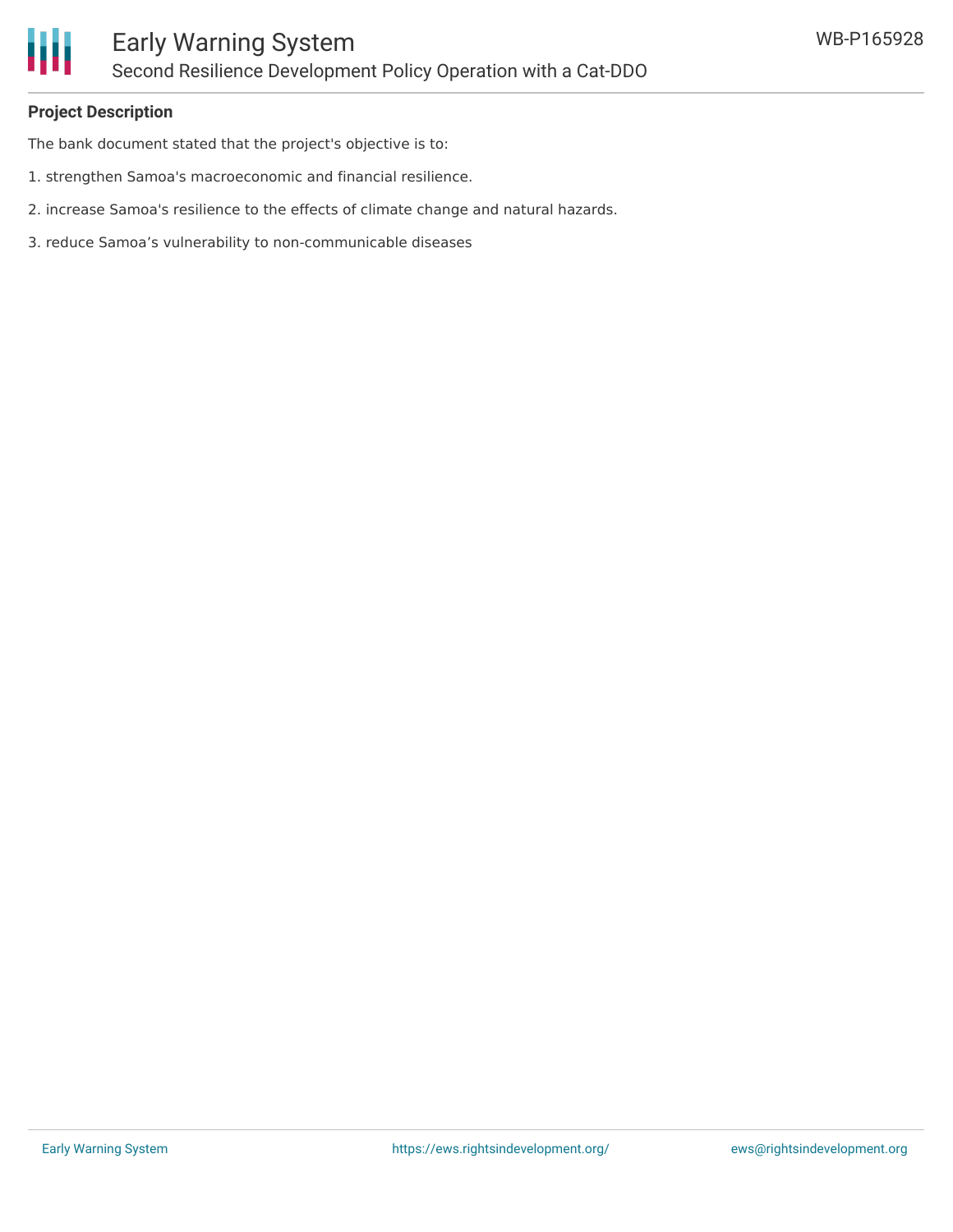**Project Description**

The bank document stated that the project's objective is to:

1. strengthen Samoa's macroeconomic and financial resilience.

2. increase Samoa's resilience to the effects of climate change and natural hazards.

3. reduce Samoa’s vulnerability to non-communicable diseases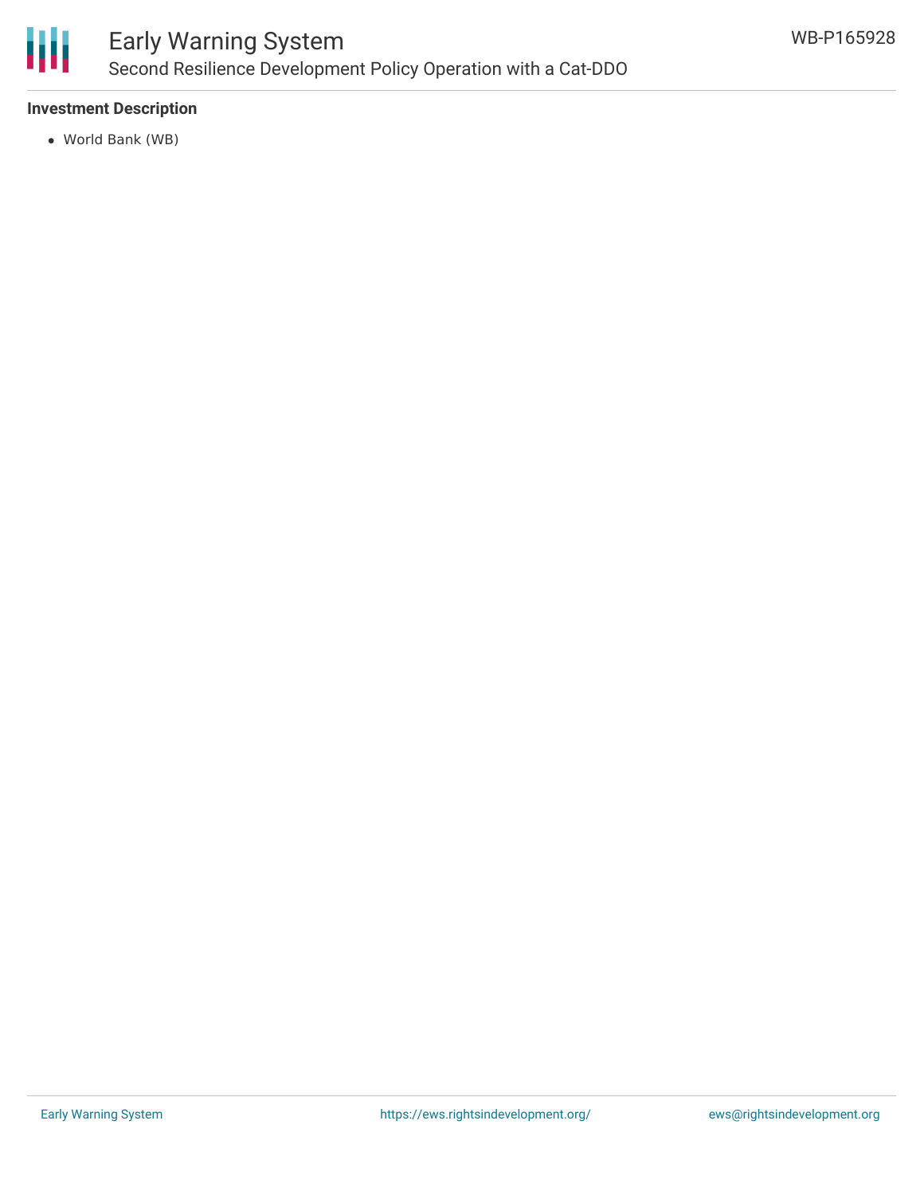### Investment Description

- World Bank (WB)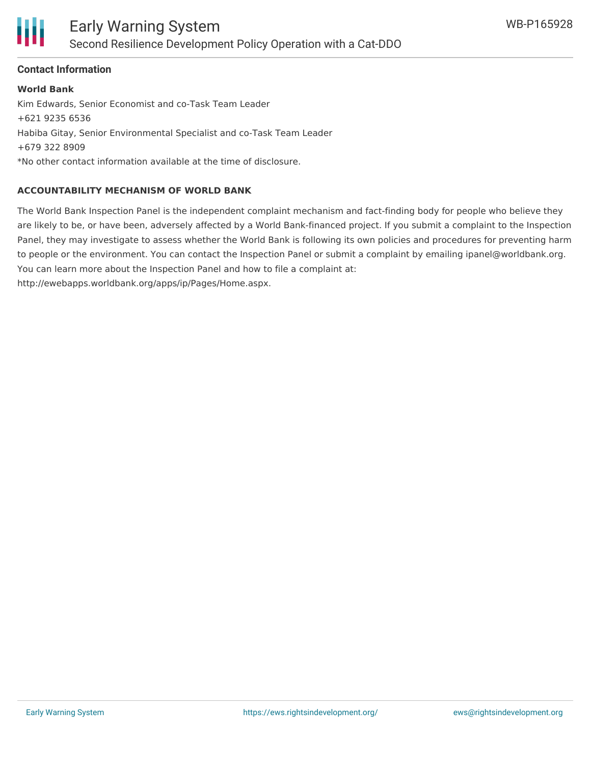## Contact Information

**World Bank**

Kim Edwards, Senior Economist and co-Task Team Leader
+621 9235 6536
Habiba Gitay, Senior Environmental Specialist and co-Task Team Leader
+679 322 8909
*No other contact information available at the time of disclosure.

### ACCOUNTABILITY MECHANISM OF WORLD BANK

The World Bank Inspection Panel is the independent complaint mechanism and fact-finding body for people who believe they are likely to be, or have been, adversely affected by a World Bank-financed project. If you submit a complaint to the Inspection Panel, they may investigate to assess whether the World Bank is following its own policies and procedures for preventing harm to people or the environment. You can contact the Inspection Panel or submit a complaint by emailing ipanel@worldbank.org. You can learn more about the Inspection Panel and how to file a complaint at: http://ewebapps.worldbank.org/apps/ip/Pages/Home.aspx.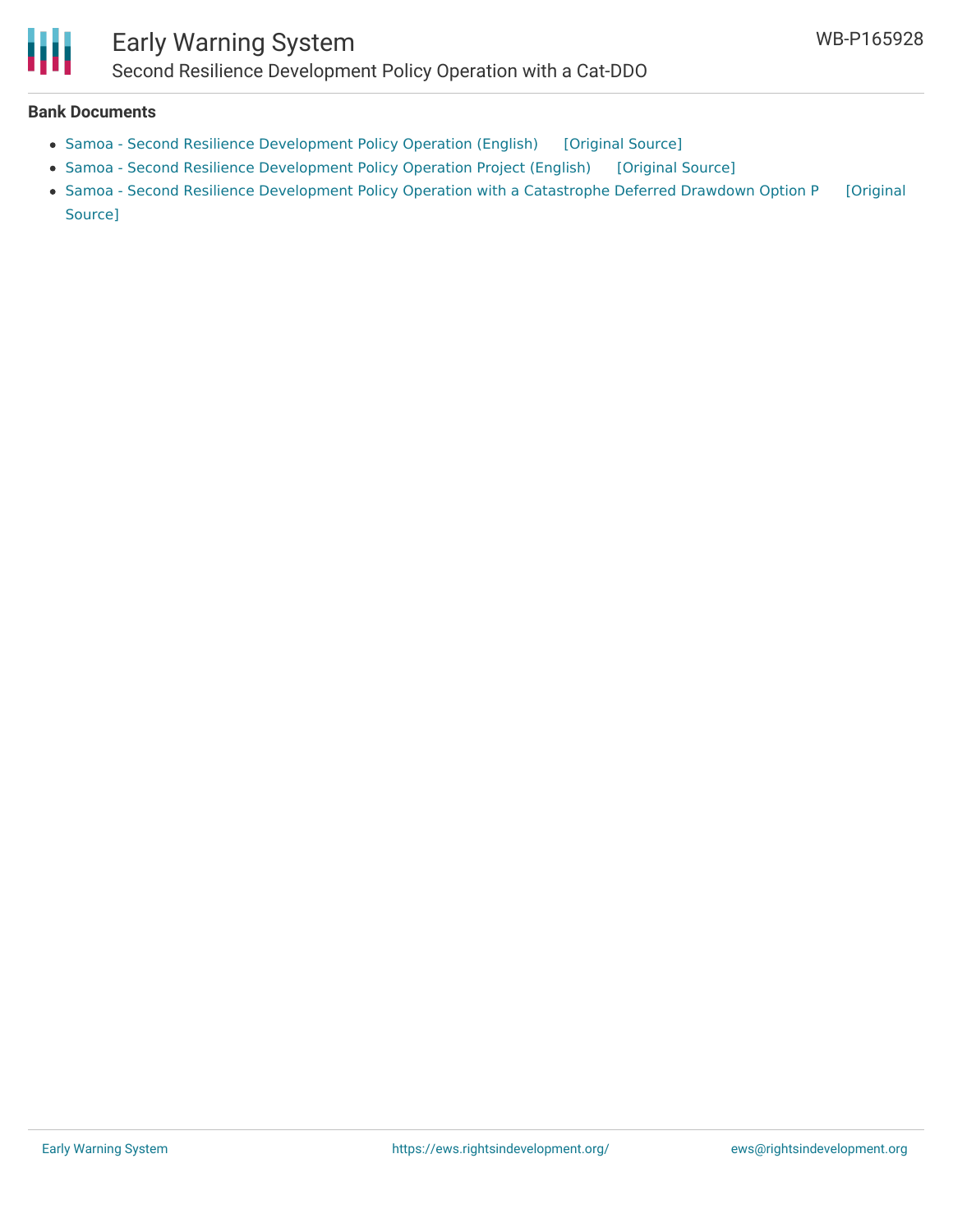## Bank Documents

- Samoa - Second Resilience Development Policy Operation (English) [Original Source]
- Samoa - Second Resilience Development Policy Operation Project (English) [Original Source]
- Samoa - Second Resilience Development Policy Operation with a Catastrophe Deferred Drawdown Option P [Original Source]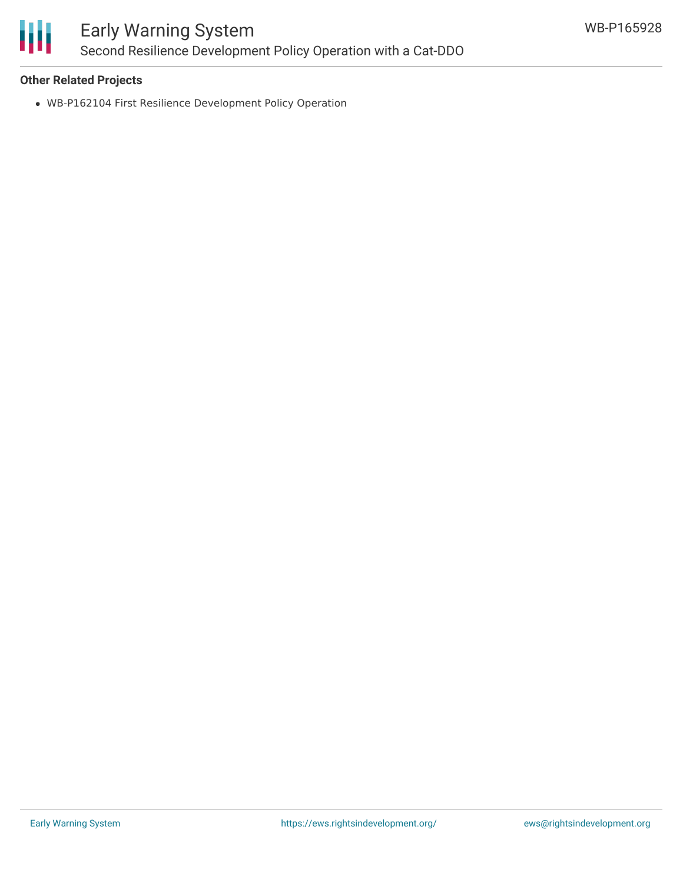**Other Related Projects**

- WB-P162104 First Resilience Development Policy Operation